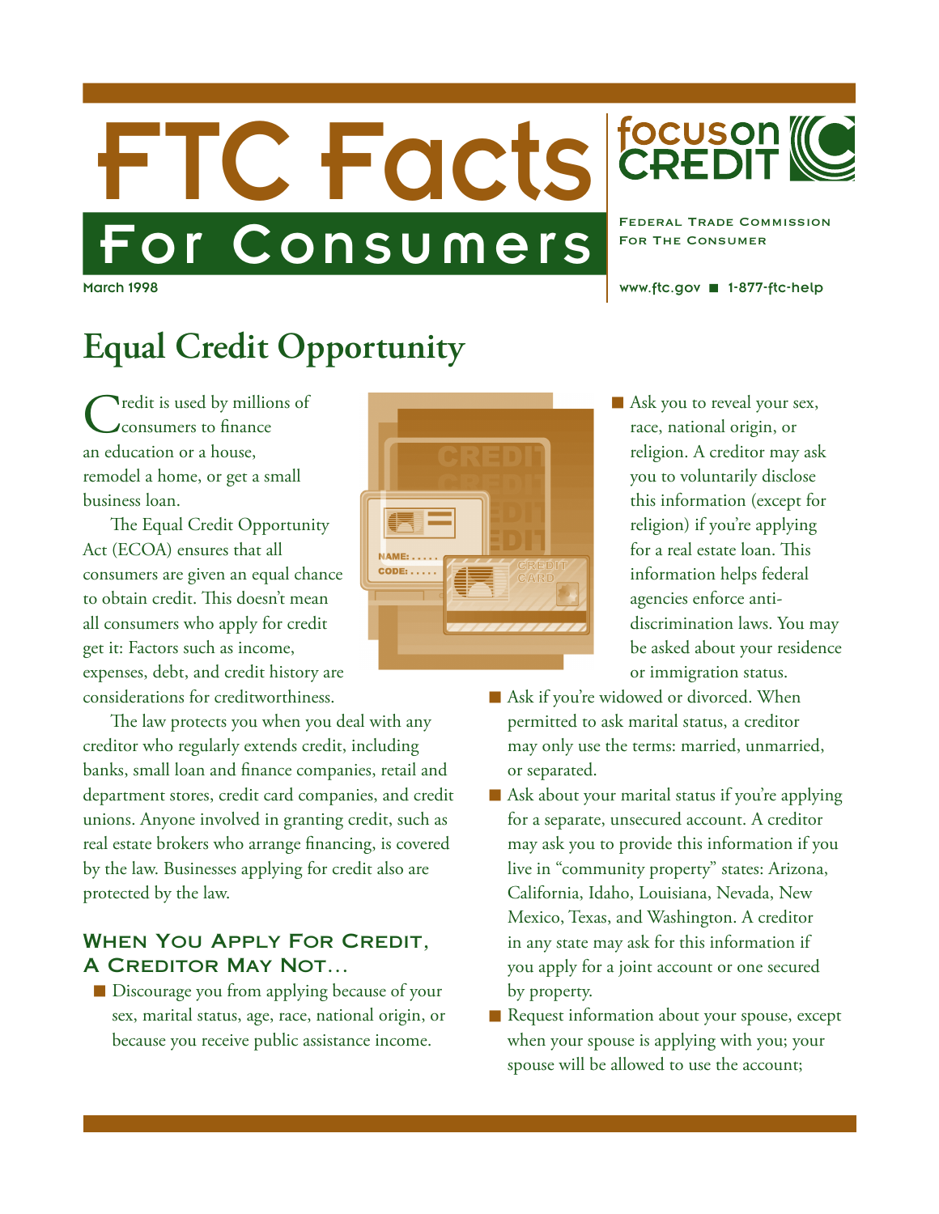# FTC Facts For Consumers

March 1998

**focus on CREDIT**

Federal Trade Commission For The Consumer

www.ftc.gov ■ 1-877-ftc-help

## Equal Credit Opportunity

Credit is used by millions of consumers to finance an education or a house, remodel a home, or get a small business loan.

The Equal Credit Opportunity Act (ECOA) ensures that all consumers are given an equal chance to obtain credit. This doesn't mean all consumers who apply for credit get it: Factors such as income, expenses, debt, and credit history are considerations for creditworthiness.

The law protects you when you deal with any creditor who regularly extends credit, including banks, small loan and finance companies, retail and department stores, credit card companies, and credit unions. Anyone involved in granting credit, such as real estate brokers who arrange financing, is covered by the law. Businesses applying for credit also are protected by the law.

### When You Apply For Credit, A Creditor May Not...

- Discourage you from applying because of your sex, marital status, age, race, national origin, or because you receive public assistance income.
- Ask you to reveal your sex, race, national origin, or religion. A creditor may ask you to voluntarily disclose this information (except for religion) if you're applying for a real estate loan. This information helps federal agencies enforce anti-discrimination laws. You may be asked about your residence or immigration status.
- Ask if you're widowed or divorced. When permitted to ask marital status, a creditor may only use the terms: married, unmarried, or separated.
- Ask about your marital status if you're applying for a separate, unsecured account. A creditor may ask you to provide this information if you live in "community property" states: Arizona, California, Idaho, Louisiana, Nevada, New Mexico, Texas, and Washington. A creditor in any state may ask for this information if you apply for a joint account or one secured by property.
- Request information about your spouse, except when your spouse is applying with you; your spouse will be allowed to use the account;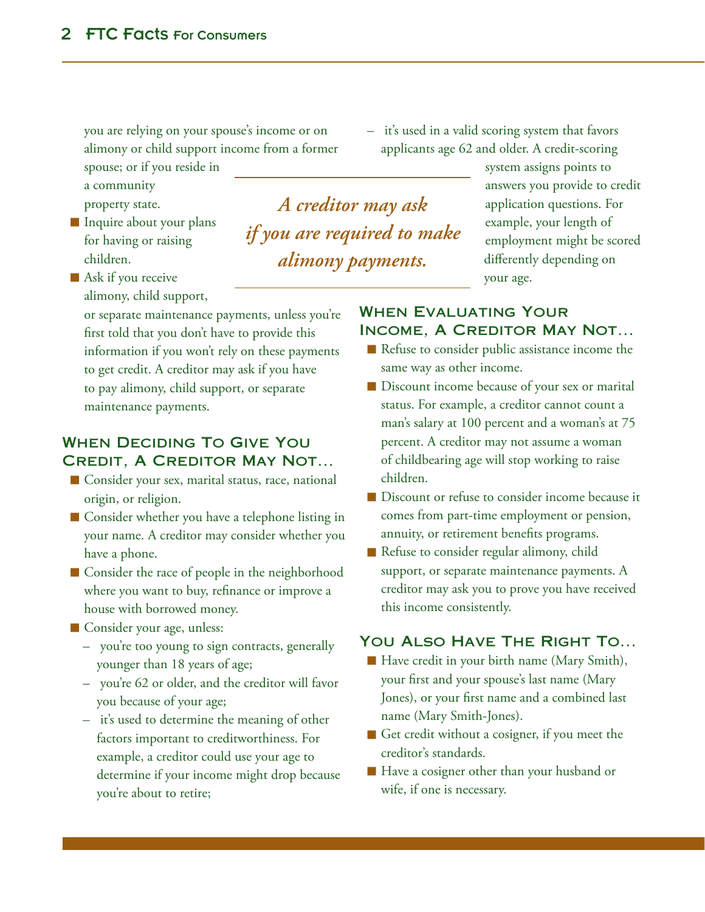you are relying on your spouse's income or on alimony or child support income from a former spouse; or if you reside in a community property state.

- Inquire about your plans for having or raising children.
- Ask if you receive alimony, child support, or separate maintenance payments, unless you're first told that you don't have to provide this information if you won't rely on these payments to get credit. A creditor may ask if you have to pay alimony, child support, or separate maintenance payments.

*A creditor may ask if you are required to make alimony payments.*

## When Deciding To Give You Credit, A Creditor May Not...

- Consider your sex, marital status, race, national origin, or religion.
- Consider whether you have a telephone listing in your name. A creditor may consider whether you have a phone.
- Consider the race of people in the neighborhood where you want to buy, refinance or improve a house with borrowed money.
- Consider your age, unless:
  - you're too young to sign contracts, generally younger than 18 years of age;
  - you're 62 or older, and the creditor will favor you because of your age;
  - it's used to determine the meaning of other factors important to creditworthiness. For example, a creditor could use your age to determine if your income might drop because you're about to retire;
  - it's used in a valid scoring system that favors applicants age 62 and older. A credit-scoring system assigns points to answers you provide to credit application questions. For example, your length of employment might be scored differently depending on your age.

## When Evaluating Your Income, A Creditor May Not...

- Refuse to consider public assistance income the same way as other income.
- Discount income because of your sex or marital status. For example, a creditor cannot count a man's salary at 100 percent and a woman's at 75 percent. A creditor may not assume a woman of childbearing age will stop working to raise children.
- Discount or refuse to consider income because it comes from part-time employment or pension, annuity, or retirement benefits programs.
- Refuse to consider regular alimony, child support, or separate maintenance payments. A creditor may ask you to prove you have received this income consistently.

## You Also Have The Right To...

- Have credit in your birth name (Mary Smith), your first and your spouse's last name (Mary Jones), or your first name and a combined last name (Mary Smith-Jones).
- Get credit without a cosigner, if you meet the creditor's standards.
- Have a cosigner other than your husband or wife, if one is necessary.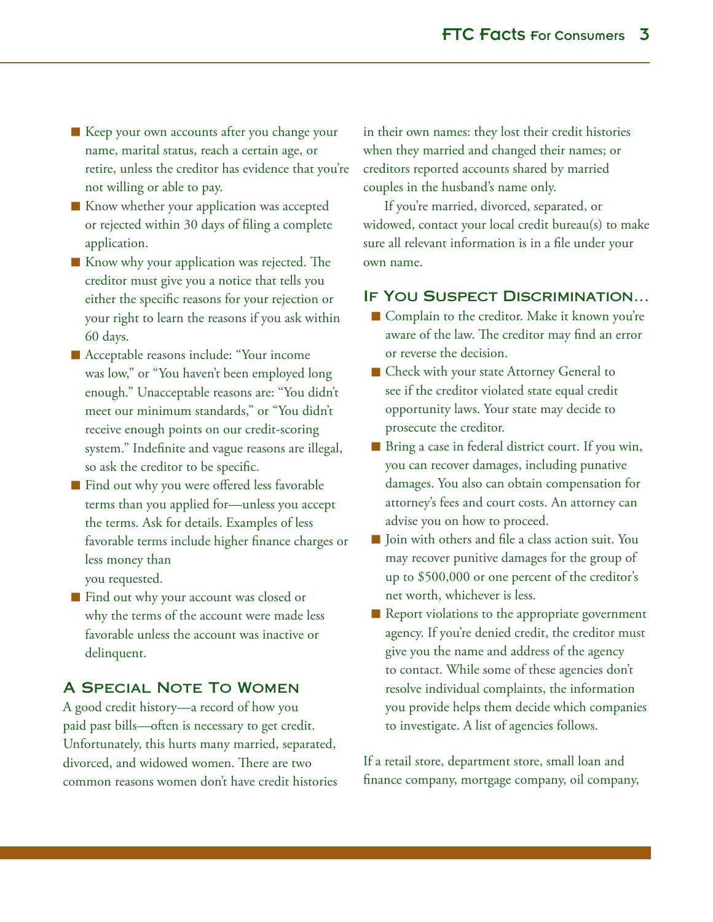- Keep your own accounts after you change your name, marital status, reach a certain age, or retire, unless the creditor has evidence that you're not willing or able to pay.
- Know whether your application was accepted or rejected within 30 days of filing a complete application.
- Know why your application was rejected. The creditor must give you a notice that tells you either the specific reasons for your rejection or your right to learn the reasons if you ask within 60 days.
- Acceptable reasons include: "Your income was low," or "You haven't been employed long enough." Unacceptable reasons are: "You didn't meet our minimum standards," or "You didn't receive enough points on our credit-scoring system." Indefinite and vague reasons are illegal, so ask the creditor to be specific.
- Find out why you were offered less favorable terms than you applied for—unless you accept the terms. Ask for details. Examples of less favorable terms include higher finance charges or less money than you requested.
- Find out why your account was closed or why the terms of the account were made less favorable unless the account was inactive or delinquent.

## A Special Note To Women

A good credit history—a record of how you paid past bills—often is necessary to get credit. Unfortunately, this hurts many married, separated, divorced, and widowed women. There are two common reasons women don't have credit histories in their own names: they lost their credit histories when they married and changed their names; or creditors reported accounts shared by married couples in the husband's name only.

If you're married, divorced, separated, or widowed, contact your local credit bureau(s) to make sure all relevant information is in a file under your own name.

## If You Suspect Discrimination...

- Complain to the creditor. Make it known you're aware of the law. The creditor may find an error or reverse the decision.
- Check with your state Attorney General to see if the creditor violated state equal credit opportunity laws. Your state may decide to prosecute the creditor.
- Bring a case in federal district court. If you win, you can recover damages, including punative damages. You also can obtain compensation for attorney's fees and court costs. An attorney can advise you on how to proceed.
- Join with others and file a class action suit. You may recover punitive damages for the group of up to $500,000 or one percent of the creditor's net worth, whichever is less.
- Report violations to the appropriate government agency. If you're denied credit, the creditor must give you the name and address of the agency to contact. While some of these agencies don't resolve individual complaints, the information you provide helps them decide which companies to investigate. A list of agencies follows.

If a retail store, department store, small loan and finance company, mortgage company, oil company,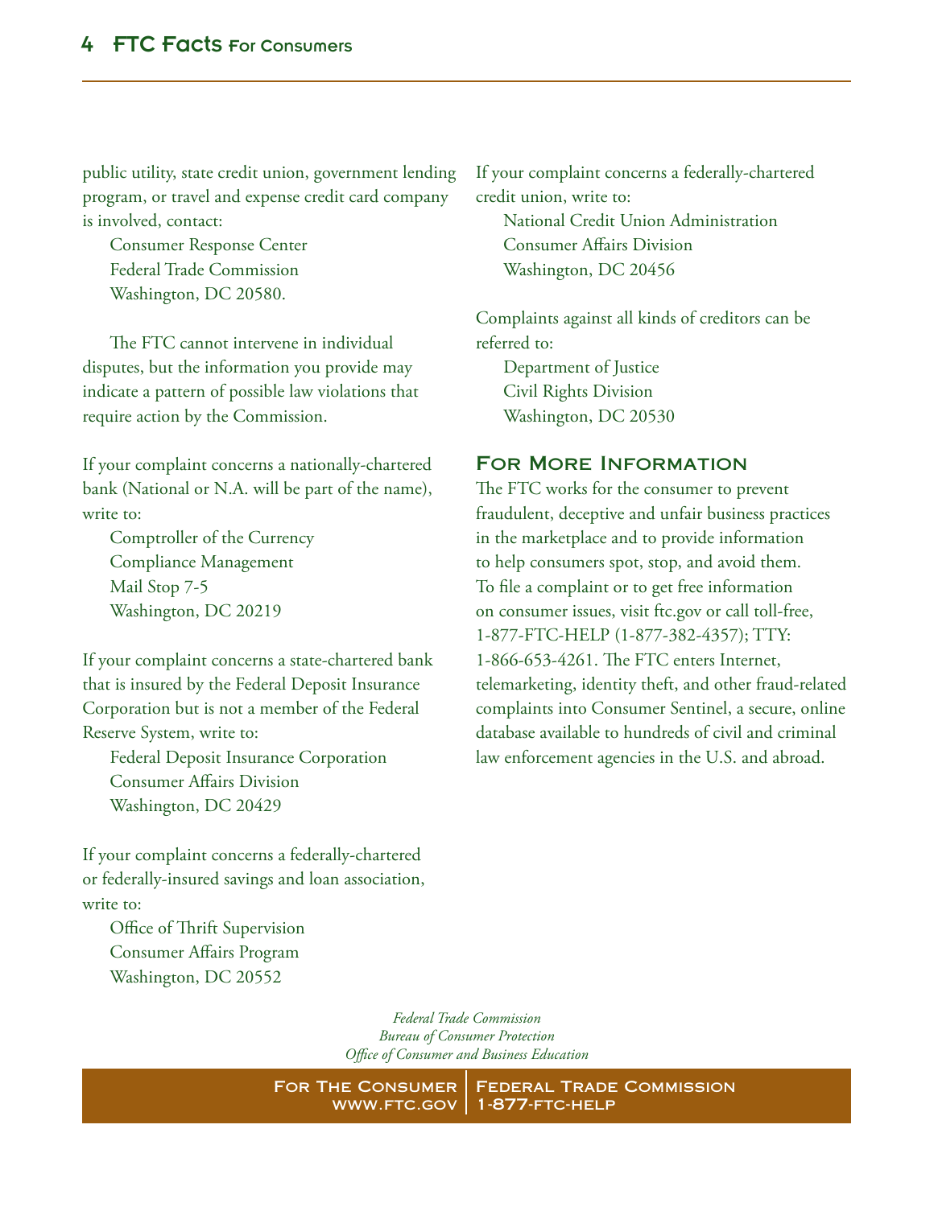public utility, state credit union, government lending program, or travel and expense credit card company is involved, contact:

Consumer Response Center
Federal Trade Commission
Washington, DC 20580.

The FTC cannot intervene in individual disputes, but the information you provide may indicate a pattern of possible law violations that require action by the Commission.

If your complaint concerns a nationally-chartered bank (National or N.A. will be part of the name), write to:

Comptroller of the Currency
Compliance Management
Mail Stop 7-5
Washington, DC 20219

If your complaint concerns a state-chartered bank that is insured by the Federal Deposit Insurance Corporation but is not a member of the Federal Reserve System, write to:

Federal Deposit Insurance Corporation
Consumer Affairs Division
Washington, DC 20429

If your complaint concerns a federally-chartered or federally-insured savings and loan association, write to:

Office of Thrift Supervision
Consumer Affairs Program
Washington, DC 20552

If your complaint concerns a federally-chartered credit union, write to:

National Credit Union Administration
Consumer Affairs Division
Washington, DC 20456

Complaints against all kinds of creditors can be referred to:

Department of Justice
Civil Rights Division
Washington, DC 20530

## For More Information

The FTC works for the consumer to prevent fraudulent, deceptive and unfair business practices in the marketplace and to provide information to help consumers spot, stop, and avoid them. To file a complaint or to get free information on consumer issues, visit ftc.gov or call toll-free, 1-877-FTC-HELP (1-877-382-4357); TTY: 1-866-653-4261. The FTC enters Internet, telemarketing, identity theft, and other fraud-related complaints into Consumer Sentinel, a secure, online database available to hundreds of civil and criminal law enforcement agencies in the U.S. and abroad.

*Federal Trade Commission*
*Bureau of Consumer Protection*
*Office of Consumer and Business Education*

For The Consumer | Federal Trade Commission
www.ftc.gov | 1-877-ftc-help